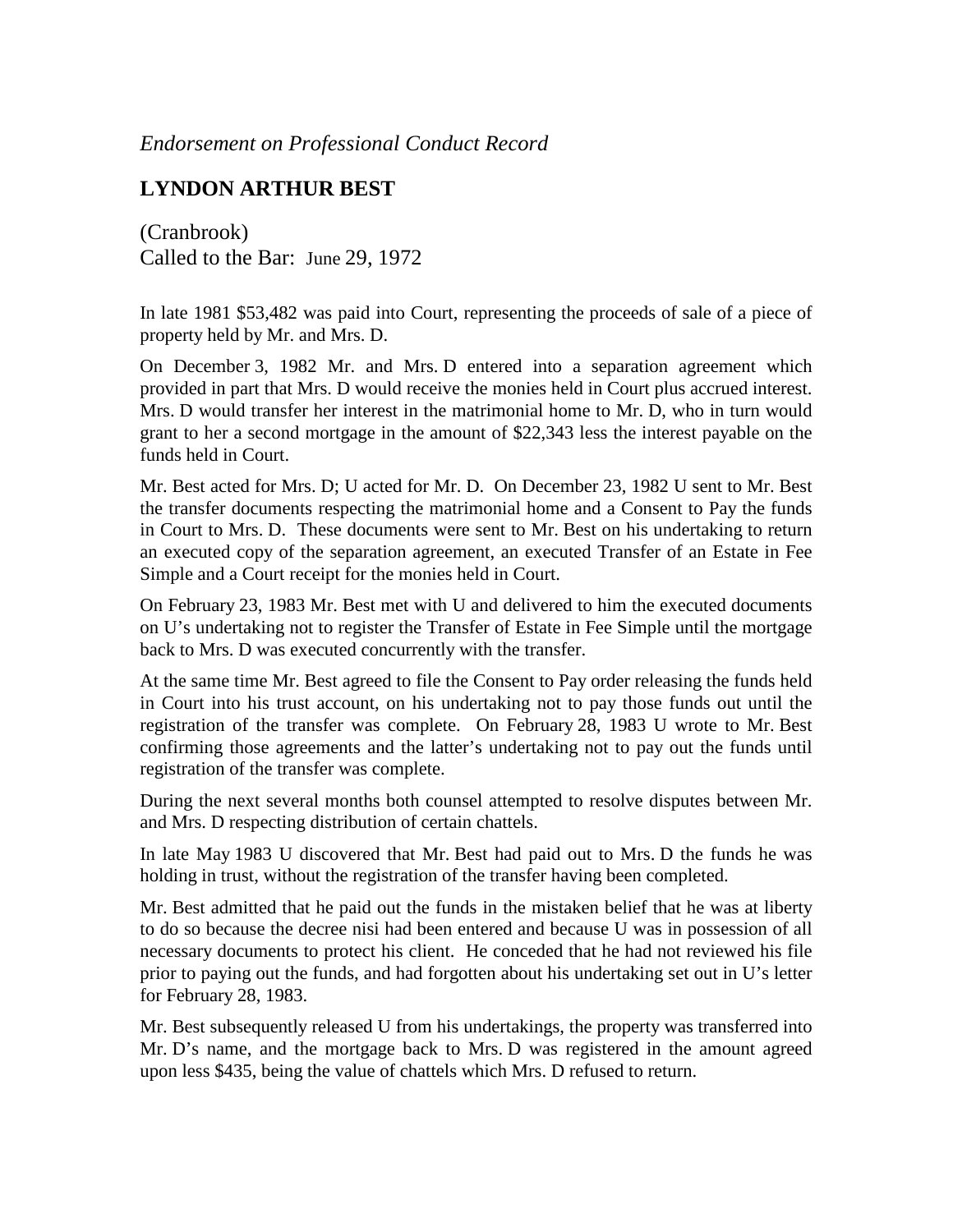*Endorsement on Professional Conduct Record*

## LYNDON ARTHUR BEST

(Cranbrook)
Called to the Bar: June 29, 1972

In late 1981 $53,482 was paid into Court, representing the proceeds of sale of a piece of property held by Mr. and Mrs. D.

On December 3, 1982 Mr. and Mrs. D entered into a separation agreement which provided in part that Mrs. D would receive the monies held in Court plus accrued interest. Mrs. D would transfer her interest in the matrimonial home to Mr. D, who in turn would grant to her a second mortgage in the amount of $22,343 less the interest payable on the funds held in Court.

Mr. Best acted for Mrs. D; U acted for Mr. D. On December 23, 1982 U sent to Mr. Best the transfer documents respecting the matrimonial home and a Consent to Pay the funds in Court to Mrs. D. These documents were sent to Mr. Best on his undertaking to return an executed copy of the separation agreement, an executed Transfer of an Estate in Fee Simple and a Court receipt for the monies held in Court.

On February 23, 1983 Mr. Best met with U and delivered to him the executed documents on U's undertaking not to register the Transfer of Estate in Fee Simple until the mortgage back to Mrs. D was executed concurrently with the transfer.

At the same time Mr. Best agreed to file the Consent to Pay order releasing the funds held in Court into his trust account, on his undertaking not to pay those funds out until the registration of the transfer was complete. On February 28, 1983 U wrote to Mr. Best confirming those agreements and the latter's undertaking not to pay out the funds until registration of the transfer was complete.

During the next several months both counsel attempted to resolve disputes between Mr. and Mrs. D respecting distribution of certain chattels.

In late May 1983 U discovered that Mr. Best had paid out to Mrs. D the funds he was holding in trust, without the registration of the transfer having been completed.

Mr. Best admitted that he paid out the funds in the mistaken belief that he was at liberty to do so because the decree nisi had been entered and because U was in possession of all necessary documents to protect his client. He conceded that he had not reviewed his file prior to paying out the funds, and had forgotten about his undertaking set out in U's letter for February 28, 1983.

Mr. Best subsequently released U from his undertakings, the property was transferred into Mr. D's name, and the mortgage back to Mrs. D was registered in the amount agreed upon less $435, being the value of chattels which Mrs. D refused to return.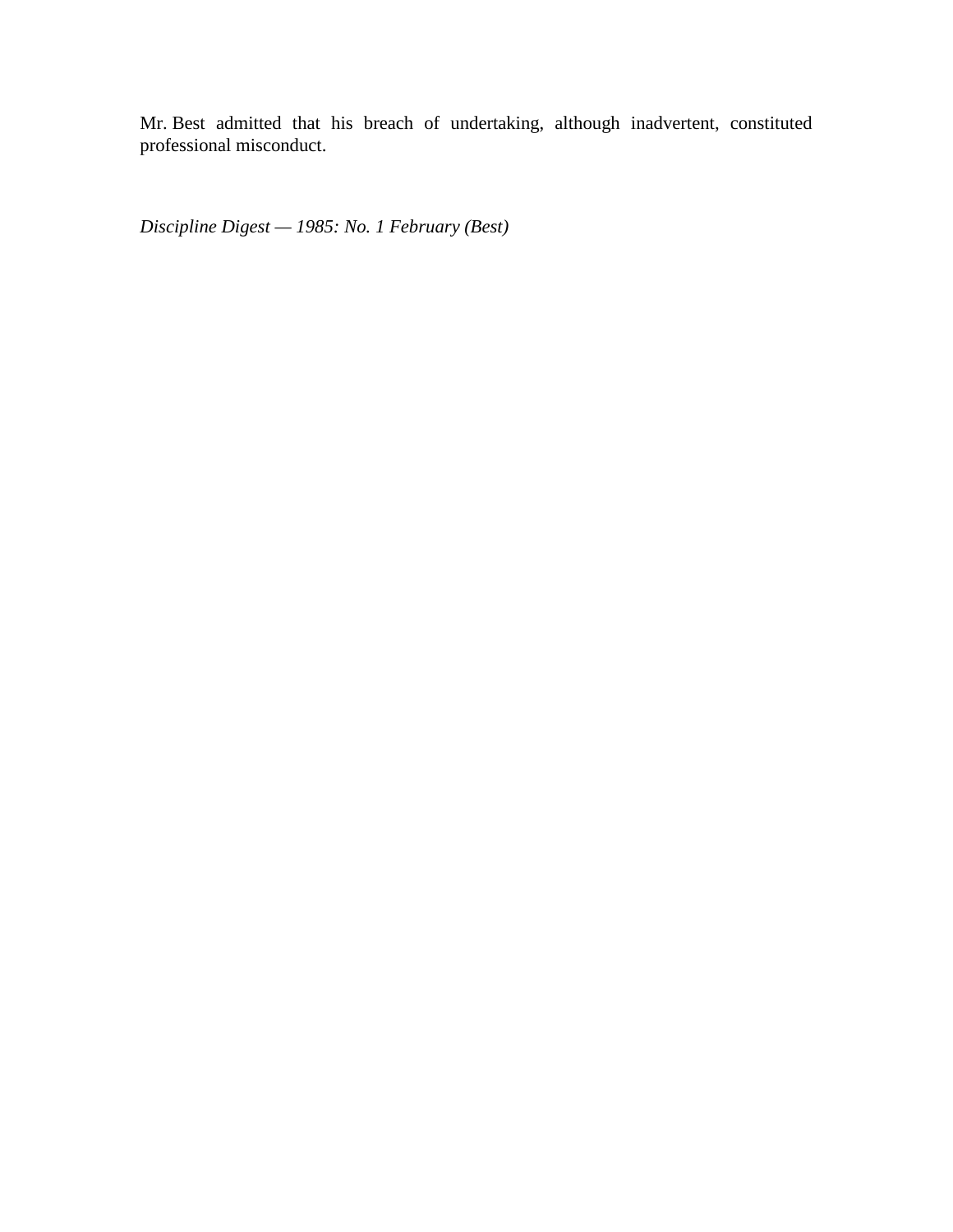Mr. Best admitted that his breach of undertaking, although inadvertent, constituted professional misconduct.

*Discipline Digest — 1985: No. 1 February (Best)*